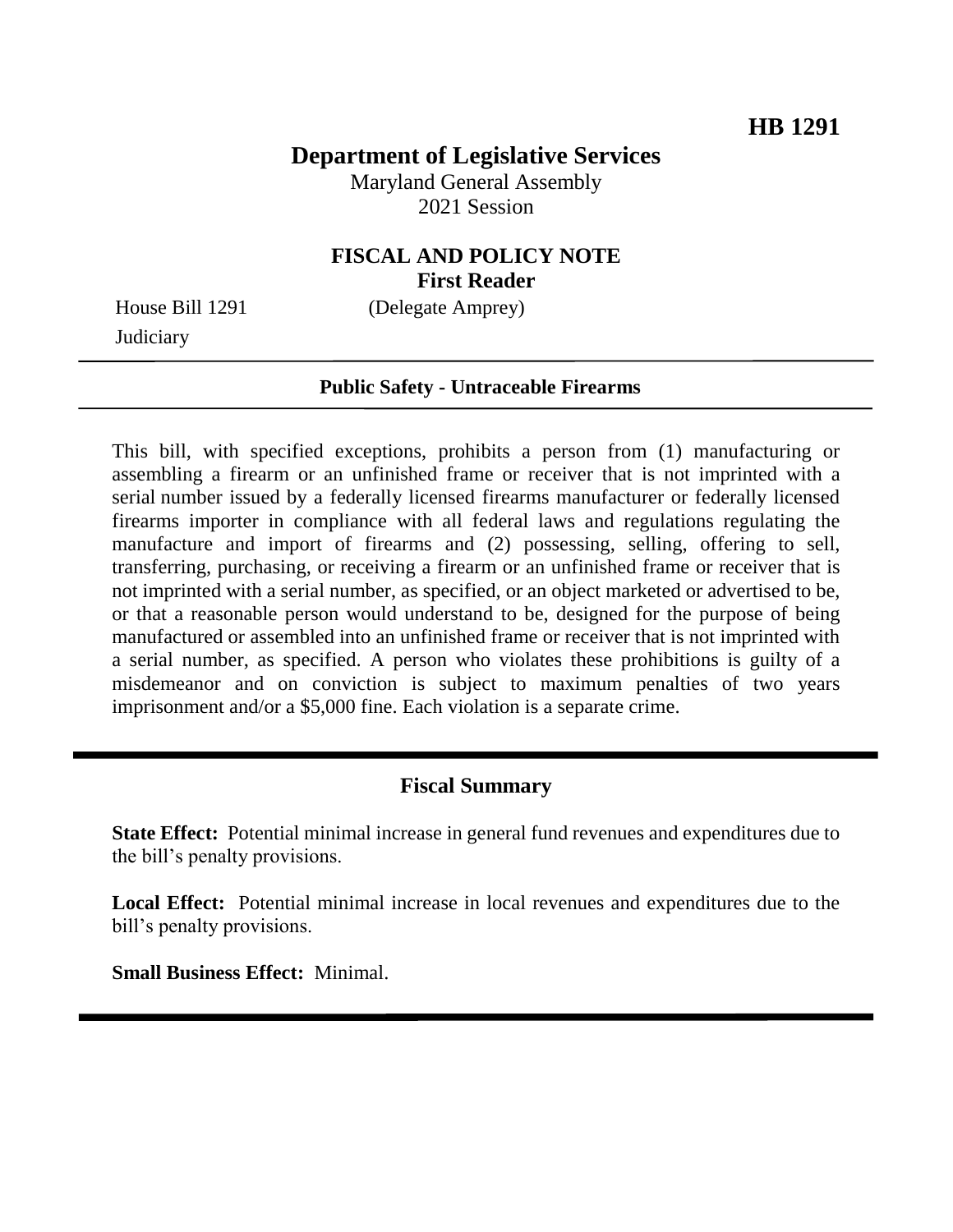**HB 1291**

# Department of Legislative Services

Maryland General Assembly
2021 Session

## FISCAL AND POLICY NOTE
**First Reader**

House Bill 1291 (Delegate Amprey)
Judiciary

**Public Safety - Untraceable Firearms**

This bill, with specified exceptions, prohibits a person from (1) manufacturing or assembling a firearm or an unfinished frame or receiver that is not imprinted with a serial number issued by a federally licensed firearms manufacturer or federally licensed firearms importer in compliance with all federal laws and regulations regulating the manufacture and import of firearms and (2) possessing, selling, offering to sell, transferring, purchasing, or receiving a firearm or an unfinished frame or receiver that is not imprinted with a serial number, as specified, or an object marketed or advertised to be, or that a reasonable person would understand to be, designed for the purpose of being manufactured or assembled into an unfinished frame or receiver that is not imprinted with a serial number, as specified. A person who violates these prohibitions is guilty of a misdemeanor and on conviction is subject to maximum penalties of two years imprisonment and/or a $5,000 fine. Each violation is a separate crime.

## Fiscal Summary

**State Effect:** Potential minimal increase in general fund revenues and expenditures due to the bill's penalty provisions.

**Local Effect:** Potential minimal increase in local revenues and expenditures due to the bill's penalty provisions.

**Small Business Effect:** Minimal.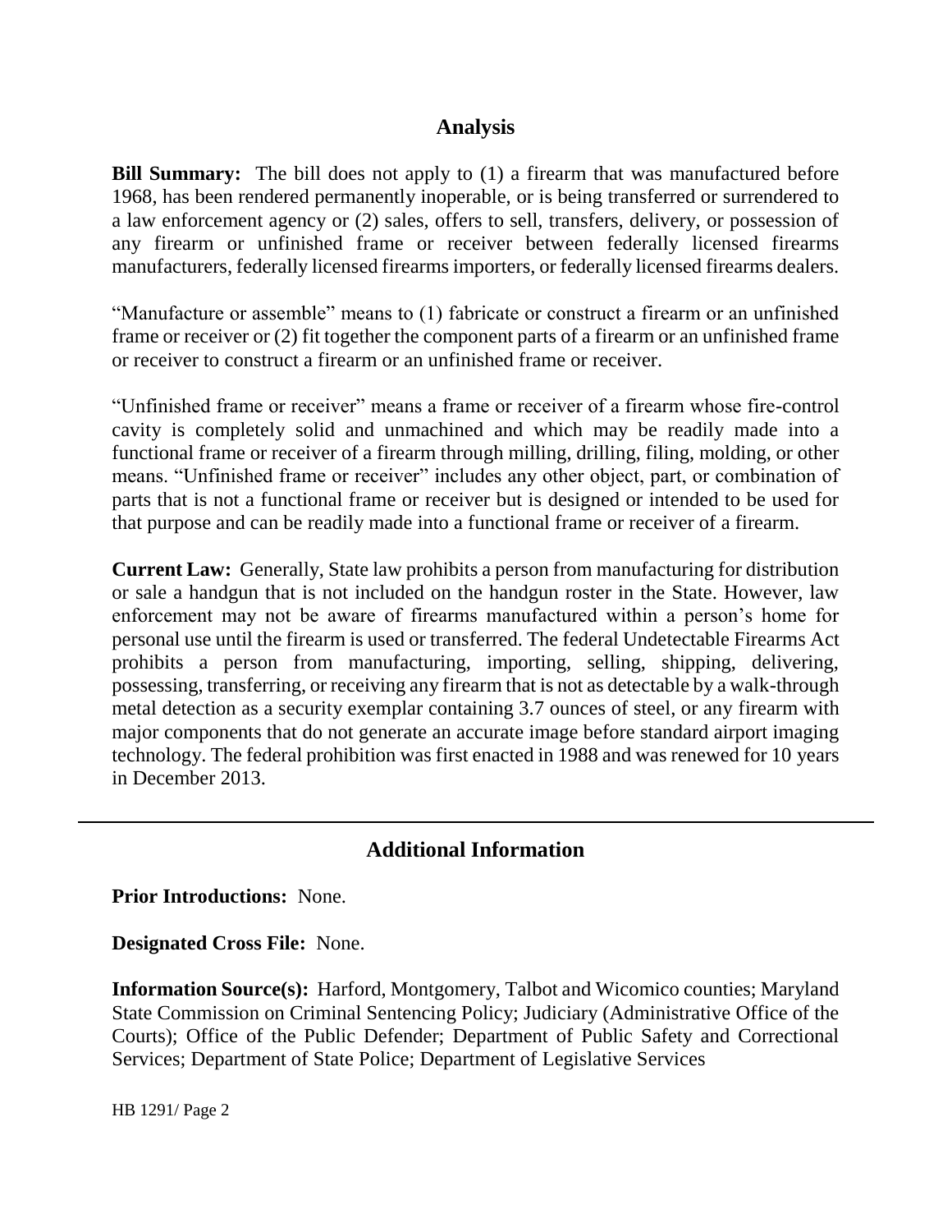## Analysis

**Bill Summary:** The bill does not apply to (1) a firearm that was manufactured before 1968, has been rendered permanently inoperable, or is being transferred or surrendered to a law enforcement agency or (2) sales, offers to sell, transfers, delivery, or possession of any firearm or unfinished frame or receiver between federally licensed firearms manufacturers, federally licensed firearms importers, or federally licensed firearms dealers.

"Manufacture or assemble" means to (1) fabricate or construct a firearm or an unfinished frame or receiver or (2) fit together the component parts of a firearm or an unfinished frame or receiver to construct a firearm or an unfinished frame or receiver.

"Unfinished frame or receiver" means a frame or receiver of a firearm whose fire-control cavity is completely solid and unmachined and which may be readily made into a functional frame or receiver of a firearm through milling, drilling, filing, molding, or other means. "Unfinished frame or receiver" includes any other object, part, or combination of parts that is not a functional frame or receiver but is designed or intended to be used for that purpose and can be readily made into a functional frame or receiver of a firearm.

**Current Law:** Generally, State law prohibits a person from manufacturing for distribution or sale a handgun that is not included on the handgun roster in the State. However, law enforcement may not be aware of firearms manufactured within a person's home for personal use until the firearm is used or transferred. The federal Undetectable Firearms Act prohibits a person from manufacturing, importing, selling, shipping, delivering, possessing, transferring, or receiving any firearm that is not as detectable by a walk-through metal detection as a security exemplar containing 3.7 ounces of steel, or any firearm with major components that do not generate an accurate image before standard airport imaging technology. The federal prohibition was first enacted in 1988 and was renewed for 10 years in December 2013.

---

## Additional Information

**Prior Introductions:** None.

**Designated Cross File:** None.

**Information Source(s):** Harford, Montgomery, Talbot and Wicomico counties; Maryland State Commission on Criminal Sentencing Policy; Judiciary (Administrative Office of the Courts); Office of the Public Defender; Department of Public Safety and Correctional Services; Department of State Police; Department of Legislative Services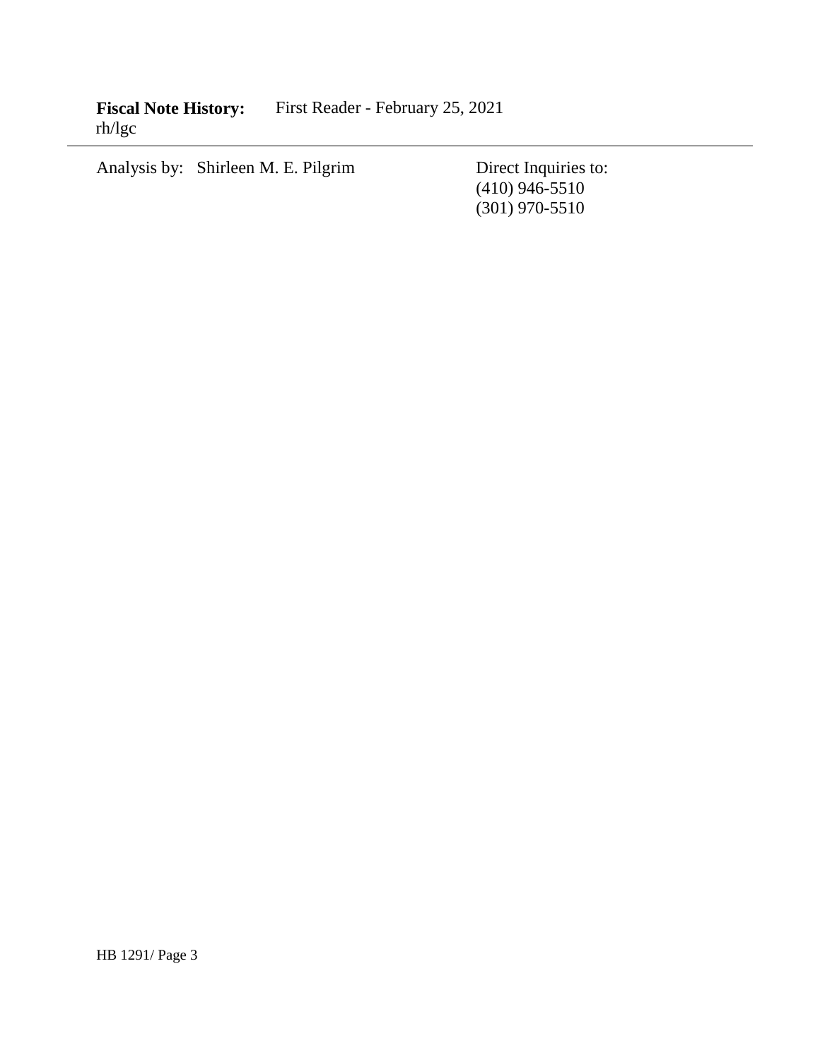**Fiscal Note History:** First Reader - February 25, 2021
rh/lgc

---

Analysis by: Shirleen M. E. Pilgrim

Direct Inquiries to:
(410) 946-5510
(301) 970-5510